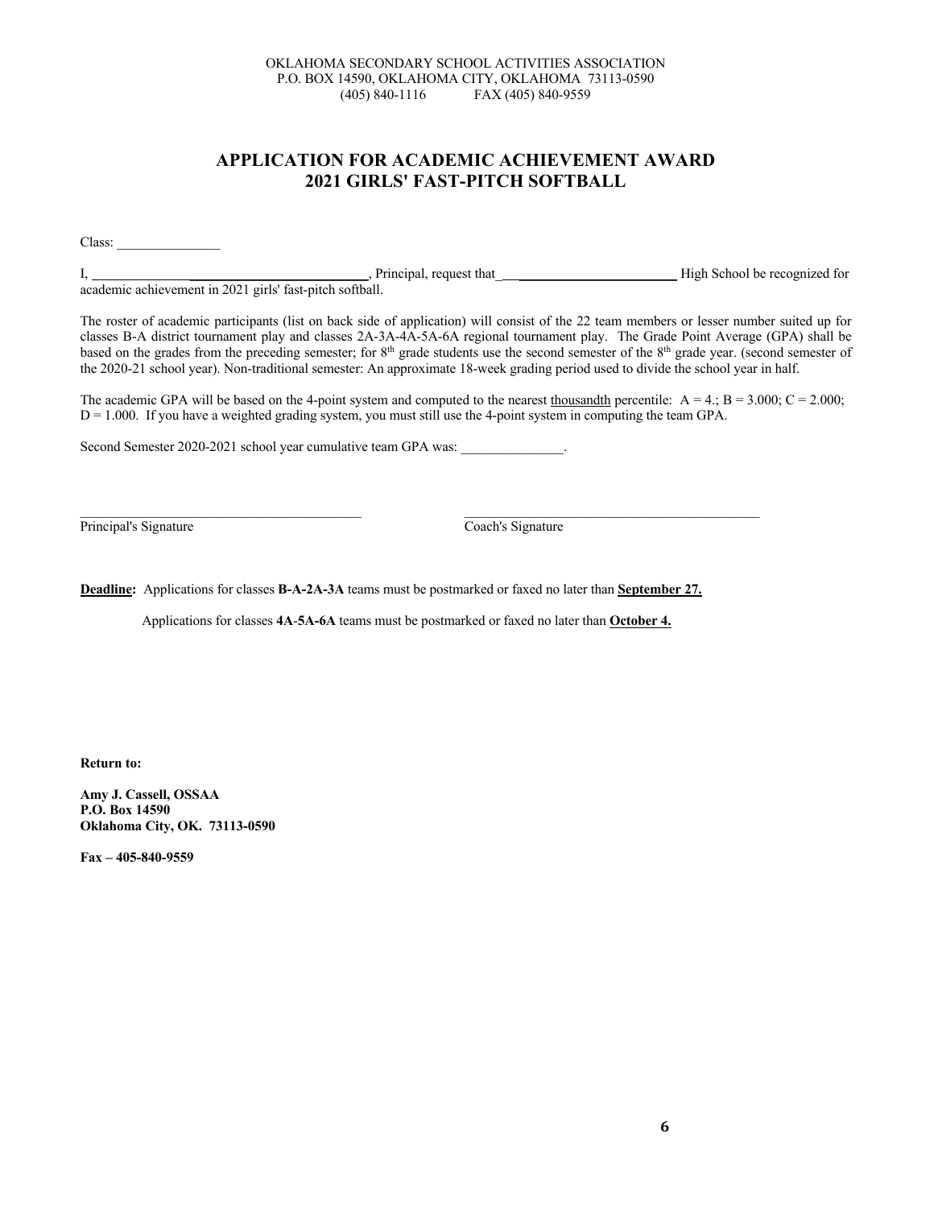OKLAHOMA SECONDARY SCHOOL ACTIVITIES ASSOCIATION
P.O. BOX 14590, OKLAHOMA CITY, OKLAHOMA 73113-0590
(405) 840-1116 FAX (405) 840-9559

# APPLICATION FOR ACADEMIC ACHIEVEMENT AWARD
# 2021 GIRLS' FAST-PITCH SOFTBALL

Class: _______________

I, ______________________________________, Principal, request that ___________________________ High School be recognized for academic achievement in 2021 girls' fast-pitch softball.

The roster of academic participants (list on back side of application) will consist of the 22 team members or lesser number suited up for classes B-A district tournament play and classes 2A-3A-4A-5A-6A regional tournament play. The Grade Point Average (GPA) shall be based on the grades from the preceding semester; for 8th grade students use the second semester of the 8th grade year. (second semester of the 2020-21 school year). Non-traditional semester: An approximate 18-week grading period used to divide the school year in half.

The academic GPA will be based on the 4-point system and computed to the nearest thousandth percentile: A = 4.; B = 3.000; C = 2.000; D = 1.000. If you have a weighted grading system, you must still use the 4-point system in computing the team GPA.

Second Semester 2020-2021 school year cumulative team GPA was: _______________.

_________________________________________ Principal's Signature

_________________________________________ Coach's Signature

**Deadline:** Applications for classes **B-A-2A-3A** teams must be postmarked or faxed no later than **September 27.**

Applications for classes **4A-5A-6A** teams must be postmarked or faxed no later than **October 4.**

**Return to:**

**Amy J. Cassell, OSSAA**
**P.O. Box 14590**
**Oklahoma City, OK. 73113-0590**

**Fax – 405-840-9559**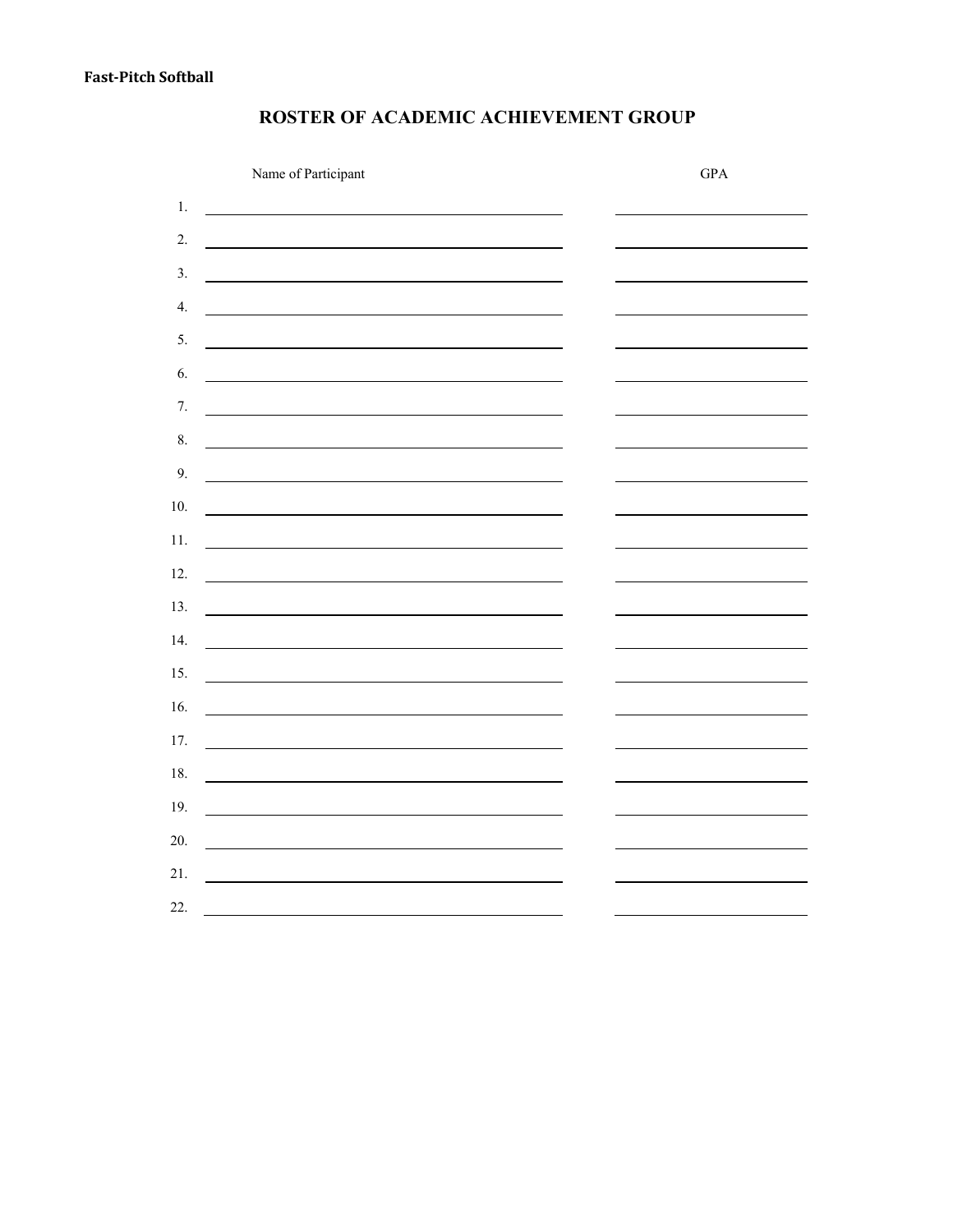**Fast-Pitch Softball**

# ROSTER OF ACADEMIC ACHIEVEMENT GROUP

| | Name of Participant | GPA |
|---|---|---|
| 1. | | |
| 2. | | |
| 3. | | |
| 4. | | |
| 5. | | |
| 6. | | |
| 7. | | |
| 8. | | |
| 9. | | |
| 10. | | |
| 11. | | |
| 12. | | |
| 13. | | |
| 14. | | |
| 15. | | |
| 16. | | |
| 17. | | |
| 18. | | |
| 19. | | |
| 20. | | |
| 21. | | |
| 22. | | |